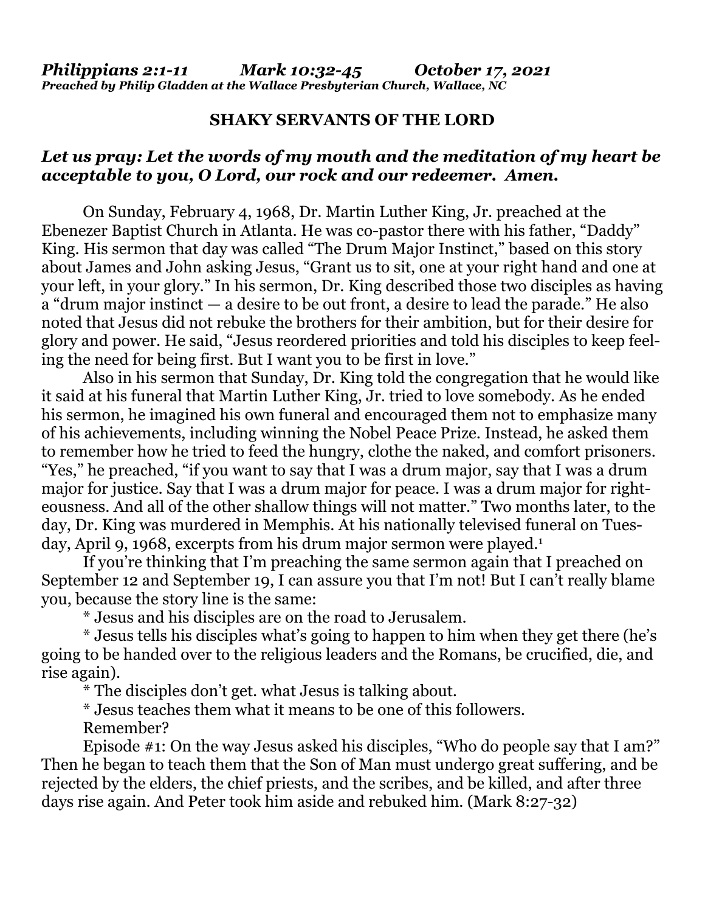*Philippians 2:1-11 Mark 10:32-45 October 17, 2021*
*Preached by Philip Gladden at the Wallace Presbyterian Church, Wallace, NC*

**SHAKY SERVANTS OF THE LORD**

***Let us pray: Let the words of my mouth and the meditation of my heart be acceptable to you, O Lord, our rock and our redeemer. Amen.***

On Sunday, February 4, 1968, Dr. Martin Luther King, Jr. preached at the Ebenezer Baptist Church in Atlanta. He was co-pastor there with his father, "Daddy" King. His sermon that day was called "The Drum Major Instinct," based on this story about James and John asking Jesus, "Grant us to sit, one at your right hand and one at your left, in your glory." In his sermon, Dr. King described those two disciples as having a "drum major instinct — a desire to be out front, a desire to lead the parade." He also noted that Jesus did not rebuke the brothers for their ambition, but for their desire for glory and power. He said, "Jesus reordered priorities and told his disciples to keep feeling the need for being first. But I want you to be first in love."

Also in his sermon that Sunday, Dr. King told the congregation that he would like it said at his funeral that Martin Luther King, Jr. tried to love somebody. As he ended his sermon, he imagined his own funeral and encouraged them not to emphasize many of his achievements, including winning the Nobel Peace Prize. Instead, he asked them to remember how he tried to feed the hungry, clothe the naked, and comfort prisoners. "Yes," he preached, "if you want to say that I was a drum major, say that I was a drum major for justice. Say that I was a drum major for peace. I was a drum major for righteousness. And all of the other shallow things will not matter." Two months later, to the day, Dr. King was murdered in Memphis. At his nationally televised funeral on Tuesday, April 9, 1968, excerpts from his drum major sermon were played.[1]

If you're thinking that I'm preaching the same sermon again that I preached on September 12 and September 19, I can assure you that I'm not! But I can't really blame you, because the story line is the same:

* Jesus and his disciples are on the road to Jerusalem.
* Jesus tells his disciples what's going to happen to him when they get there (he's going to be handed over to the religious leaders and the Romans, be crucified, die, and rise again).
* The disciples don't get. what Jesus is talking about.
* Jesus teaches them what it means to be one of this followers.

Remember?

Episode #1: On the way Jesus asked his disciples, "Who do people say that I am?" Then he began to teach them that the Son of Man must undergo great suffering, and be rejected by the elders, the chief priests, and the scribes, and be killed, and after three days rise again. And Peter took him aside and rebuked him. (Mark 8:27-32)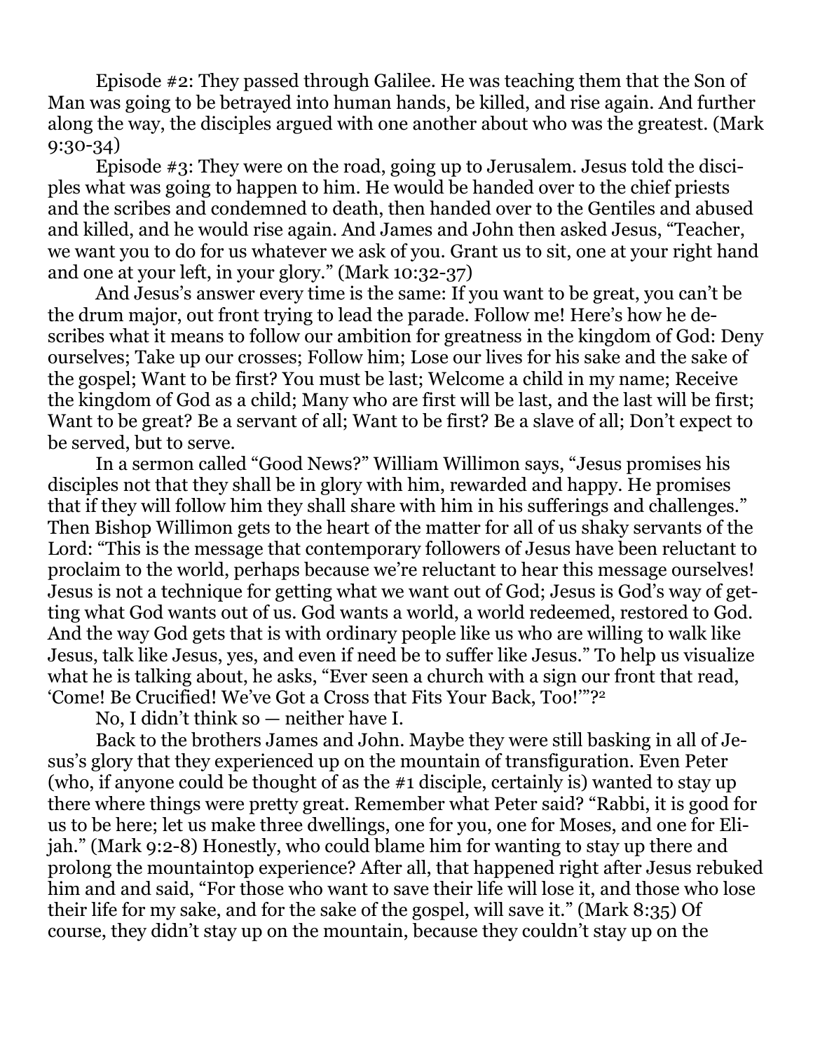Episode #2: They passed through Galilee. He was teaching them that the Son of Man was going to be betrayed into human hands, be killed, and rise again. And further along the way, the disciples argued with one another about who was the greatest. (Mark 9:30-34)

Episode #3: They were on the road, going up to Jerusalem. Jesus told the disciples what was going to happen to him. He would be handed over to the chief priests and the scribes and condemned to death, then handed over to the Gentiles and abused and killed, and he would rise again. And James and John then asked Jesus, "Teacher, we want you to do for us whatever we ask of you. Grant us to sit, one at your right hand and one at your left, in your glory." (Mark 10:32-37)

And Jesus's answer every time is the same: If you want to be great, you can't be the drum major, out front trying to lead the parade. Follow me! Here's how he describes what it means to follow our ambition for greatness in the kingdom of God: Deny ourselves; Take up our crosses; Follow him; Lose our lives for his sake and the sake of the gospel; Want to be first? You must be last; Welcome a child in my name; Receive the kingdom of God as a child; Many who are first will be last, and the last will be first; Want to be great? Be a servant of all; Want to be first? Be a slave of all; Don't expect to be served, but to serve.

In a sermon called "Good News?" William Willimon says, "Jesus promises his disciples not that they shall be in glory with him, rewarded and happy. He promises that if they will follow him they shall share with him in his sufferings and challenges." Then Bishop Willimon gets to the heart of the matter for all of us shaky servants of the Lord: "This is the message that contemporary followers of Jesus have been reluctant to proclaim to the world, perhaps because we're reluctant to hear this message ourselves! Jesus is not a technique for getting what we want out of God; Jesus is God's way of getting what God wants out of us. God wants a world, a world redeemed, restored to God. And the way God gets that is with ordinary people like us who are willing to walk like Jesus, talk like Jesus, yes, and even if need be to suffer like Jesus." To help us visualize what he is talking about, he asks, "Ever seen a church with a sign our front that read, 'Come! Be Crucified! We've Got a Cross that Fits Your Back, Too!'"?[2]

No, I didn't think so — neither have I.

Back to the brothers James and John. Maybe they were still basking in all of Jesus's glory that they experienced up on the mountain of transfiguration. Even Peter (who, if anyone could be thought of as the #1 disciple, certainly is) wanted to stay up there where things were pretty great. Remember what Peter said? "Rabbi, it is good for us to be here; let us make three dwellings, one for you, one for Moses, and one for Elijah." (Mark 9:2-8) Honestly, who could blame him for wanting to stay up there and prolong the mountaintop experience? After all, that happened right after Jesus rebuked him and and said, "For those who want to save their life will lose it, and those who lose their life for my sake, and for the sake of the gospel, will save it." (Mark 8:35) Of course, they didn't stay up on the mountain, because they couldn't stay up on the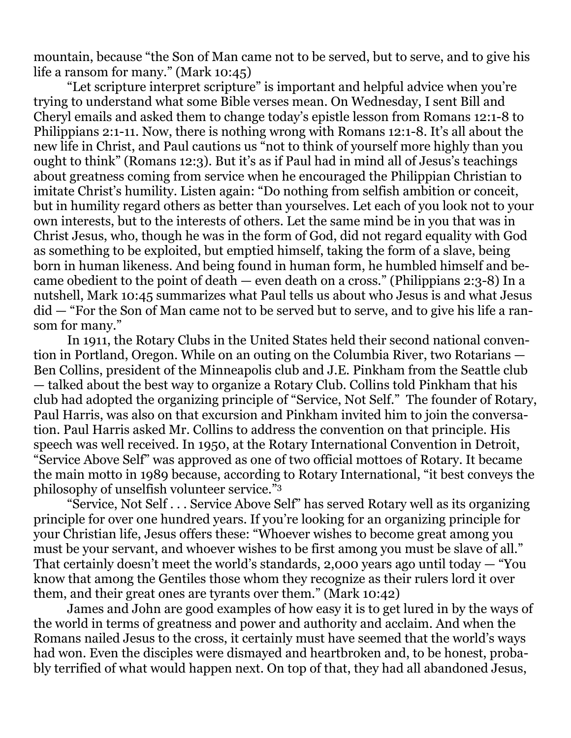mountain, because “the Son of Man came not to be served, but to serve, and to give his life a ransom for many.” (Mark 10:45)

“Let scripture interpret scripture” is important and helpful advice when you’re trying to understand what some Bible verses mean. On Wednesday, I sent Bill and Cheryl emails and asked them to change today’s epistle lesson from Romans 12:1-8 to Philippians 2:1-11. Now, there is nothing wrong with Romans 12:1-8. It’s all about the new life in Christ, and Paul cautions us “not to think of yourself more highly than you ought to think” (Romans 12:3). But it’s as if Paul had in mind all of Jesus’s teachings about greatness coming from service when he encouraged the Philippian Christian to imitate Christ’s humility. Listen again: “Do nothing from selfish ambition or conceit, but in humility regard others as better than yourselves. Let each of you look not to your own interests, but to the interests of others. Let the same mind be in you that was in Christ Jesus, who, though he was in the form of God, did not regard equality with God as something to be exploited, but emptied himself, taking the form of a slave, being born in human likeness. And being found in human form, he humbled himself and became obedient to the point of death — even death on a cross.” (Philippians 2:3-8) In a nutshell, Mark 10:45 summarizes what Paul tells us about who Jesus is and what Jesus did — “For the Son of Man came not to be served but to serve, and to give his life a ransom for many.”

In 1911, the Rotary Clubs in the United States held their second national convention in Portland, Oregon. While on an outing on the Columbia River, two Rotarians — Ben Collins, president of the Minneapolis club and J.E. Pinkham from the Seattle club — talked about the best way to organize a Rotary Club. Collins told Pinkham that his club had adopted the organizing principle of “Service, Not Self.” The founder of Rotary, Paul Harris, was also on that excursion and Pinkham invited him to join the conversation. Paul Harris asked Mr. Collins to address the convention on that principle. His speech was well received. In 1950, at the Rotary International Convention in Detroit, “Service Above Self” was approved as one of two official mottoes of Rotary. It became the main motto in 1989 because, according to Rotary International, “it best conveys the philosophy of unselfish volunteer service.”[3]

“Service, Not Self . . . Service Above Self” has served Rotary well as its organizing principle for over one hundred years. If you’re looking for an organizing principle for your Christian life, Jesus offers these: “Whoever wishes to become great among you must be your servant, and whoever wishes to be first among you must be slave of all.” That certainly doesn’t meet the world’s standards, 2,000 years ago until today — “You know that among the Gentiles those whom they recognize as their rulers lord it over them, and their great ones are tyrants over them.” (Mark 10:42)

James and John are good examples of how easy it is to get lured in by the ways of the world in terms of greatness and power and authority and acclaim. And when the Romans nailed Jesus to the cross, it certainly must have seemed that the world’s ways had won. Even the disciples were dismayed and heartbroken and, to be honest, probably terrified of what would happen next. On top of that, they had all abandoned Jesus,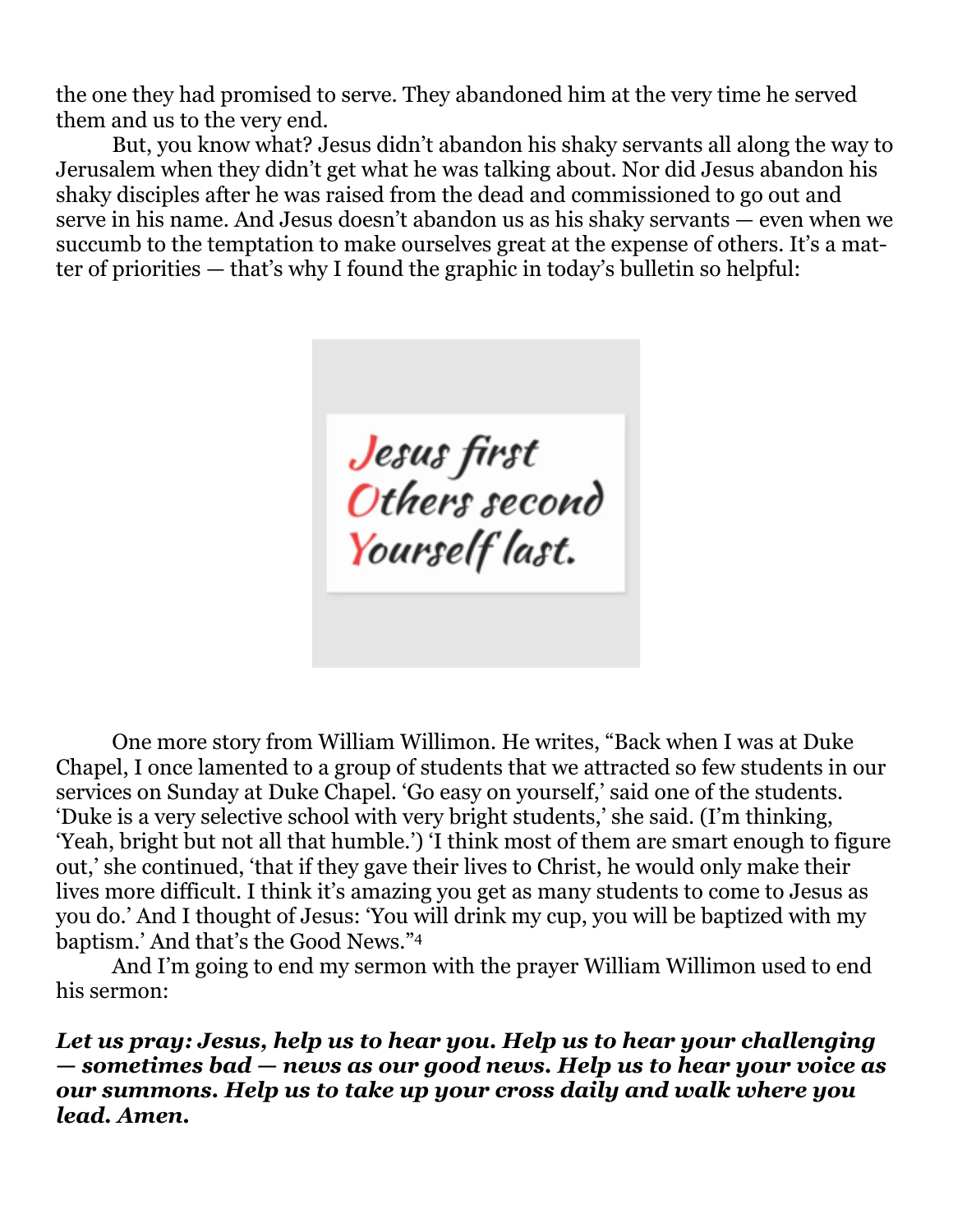the one they had promised to serve. They abandoned him at the very time he served them and us to the very end.

But, you know what? Jesus didn't abandon his shaky servants all along the way to Jerusalem when they didn't get what he was talking about. Nor did Jesus abandon his shaky disciples after he was raised from the dead and commissioned to go out and serve in his name. And Jesus doesn't abandon us as his shaky servants — even when we succumb to the temptation to make ourselves great at the expense of others. It's a matter of priorities — that's why I found the graphic in today's bulletin so helpful:

*Jesus first*
*Others second*
*Yourself last.*

One more story from William Willimon. He writes, "Back when I was at Duke Chapel, I once lamented to a group of students that we attracted so few students in our services on Sunday at Duke Chapel. 'Go easy on yourself,' said one of the students. 'Duke is a very selective school with very bright students,' she said. (I'm thinking, 'Yeah, bright but not all that humble.') 'I think most of them are smart enough to figure out,' she continued, 'that if they gave their lives to Christ, he would only make their lives more difficult. I think it's amazing you get as many students to come to Jesus as you do.' And I thought of Jesus: 'You will drink my cup, you will be baptized with my baptism.' And that's the Good News."[4]

And I'm going to end my sermon with the prayer William Willimon used to end his sermon:

***Let us pray: Jesus, help us to hear you. Help us to hear your challenging — sometimes bad — news as our good news. Help us to hear your voice as our summons. Help us to take up your cross daily and walk where you lead. Amen.***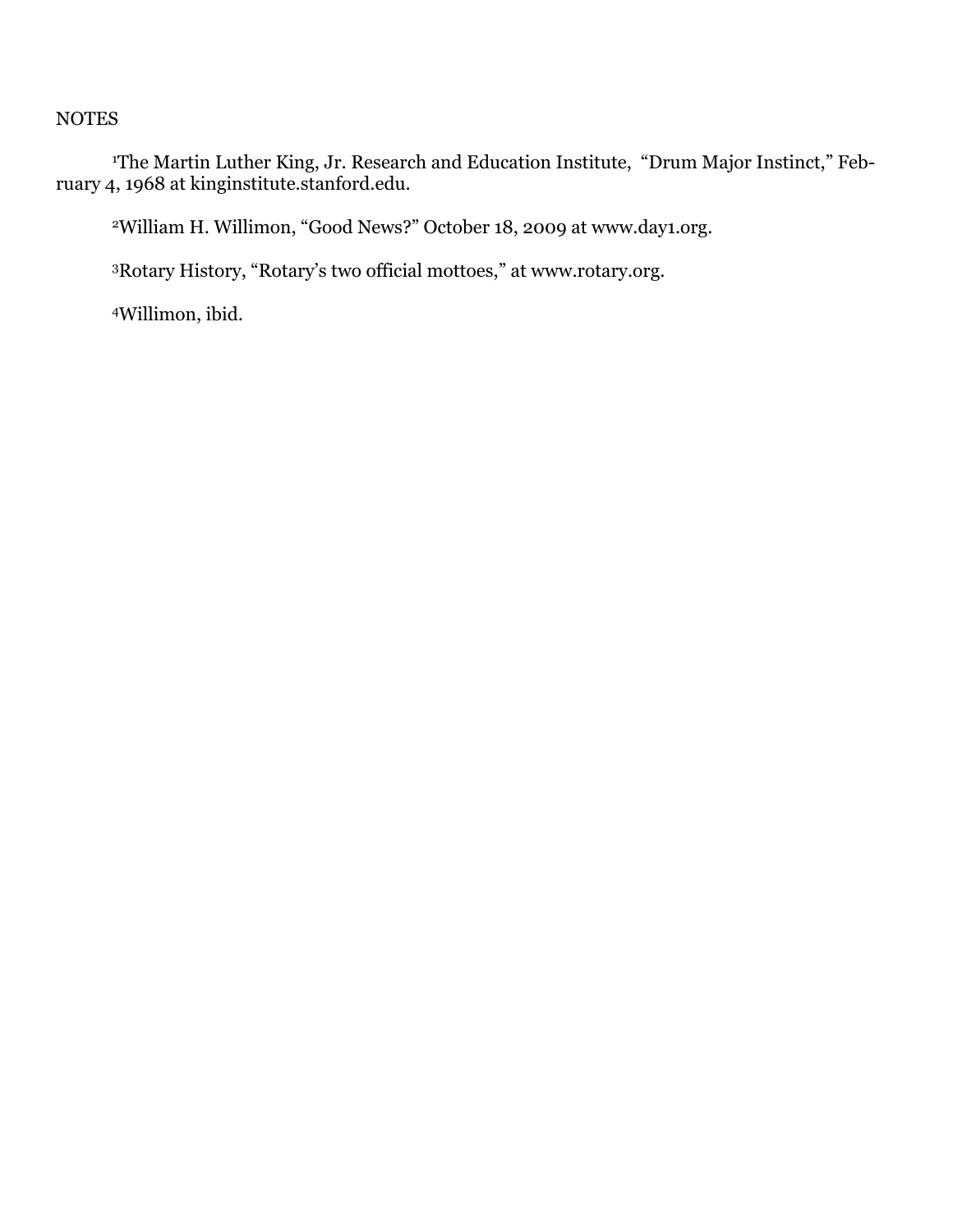NOTES

[1]The Martin Luther King, Jr. Research and Education Institute, "Drum Major Instinct," February 4, 1968 at kinginstitute.stanford.edu.

[2]William H. Willimon, "Good News?" October 18, 2009 at www.day1.org.

[3]Rotary History, "Rotary's two official mottoes," at www.rotary.org.

[4]Willimon, ibid.